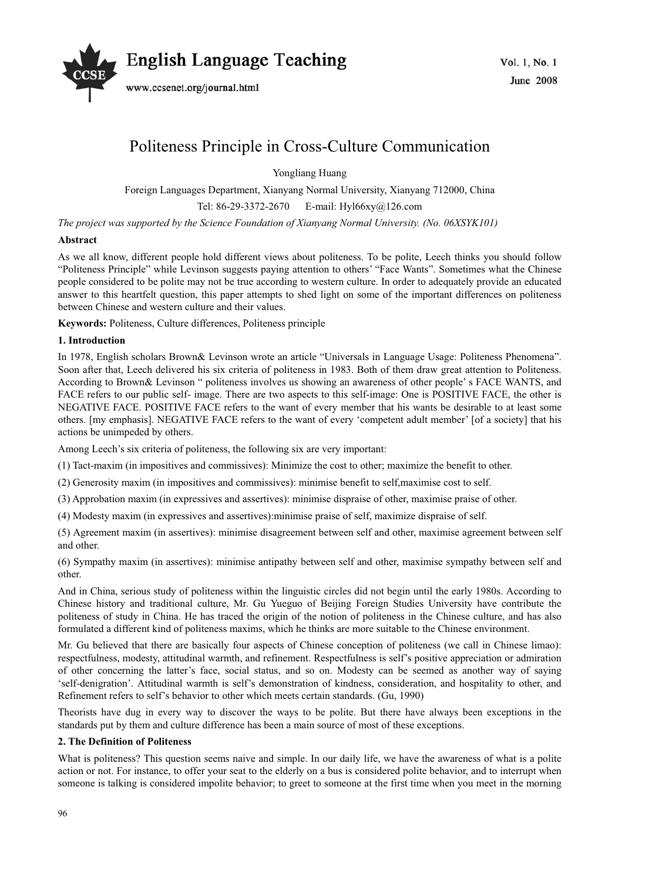# Politeness Principle in Cross-Culture Communication

Yongliang Huang

Foreign Languages Department, Xianyang Normal University, Xianyang 712000, China

Tel: 86-29-3372-2670 E-mail: Hyl66xy@126.com

*The project was supported by the Science Foundation of Xianyang Normal University. (No. 06XSYK101)*

**Abstract**

As we all know, different people hold different views about politeness. To be polite, Leech thinks you should follow "Politeness Principle" while Levinson suggests paying attention to others' "Face Wants". Sometimes what the Chinese people considered to be polite may not be true according to western culture. In order to adequately provide an educated answer to this heartfelt question, this paper attempts to shed light on some of the important differences on politeness between Chinese and western culture and their values.

**Keywords:** Politeness, Culture differences, Politeness principle

## 1. Introduction

In 1978, English scholars Brown& Levinson wrote an article "Universals in Language Usage: Politeness Phenomena". Soon after that, Leech delivered his six criteria of politeness in 1983. Both of them draw great attention to Politeness. According to Brown& Levinson " politeness involves us showing an awareness of other people' s FACE WANTS, and FACE refers to our public self- image. There are two aspects to this self-image: One is POSITIVE FACE, the other is NEGATIVE FACE. POSITIVE FACE refers to the want of every member that his wants be desirable to at least some others. [my emphasis]. NEGATIVE FACE refers to the want of every 'competent adult member' [of a society] that his actions be unimpeded by others.

Among Leech's six criteria of politeness, the following six are very important:

(1) Tact-maxim (in impositives and commissives): Minimize the cost to other; maximize the benefit to other.

(2) Generosity maxim (in impositives and commissives): minimise benefit to self,maximise cost to self.

(3) Approbation maxim (in expressives and assertives): minimise dispraise of other, maximise praise of other.

(4) Modesty maxim (in expressives and assertives):minimise praise of self, maximize dispraise of self.

(5) Agreement maxim (in assertives): minimise disagreement between self and other, maximise agreement between self and other.

(6) Sympathy maxim (in assertives): minimise antipathy between self and other, maximise sympathy between self and other.

And in China, serious study of politeness within the linguistic circles did not begin until the early 1980s. According to Chinese history and traditional culture, Mr. Gu Yueguo of Beijing Foreign Studies University have contribute the politeness of study in China. He has traced the origin of the notion of politeness in the Chinese culture, and has also formulated a different kind of politeness maxims, which he thinks are more suitable to the Chinese environment.

Mr. Gu believed that there are basically four aspects of Chinese conception of politeness (we call in Chinese limao): respectfulness, modesty, attitudinal warmth, and refinement. Respectfulness is self's positive appreciation or admiration of other concerning the latter's face, social status, and so on. Modesty can be seemed as another way of saying 'self-denigration'. Attitudinal warmth is self's demonstration of kindness, consideration, and hospitality to other, and Refinement refers to self's behavior to other which meets certain standards. (Gu, 1990)

Theorists have dug in every way to discover the ways to be polite. But there have always been exceptions in the standards put by them and culture difference has been a main source of most of these exceptions.

## 2. The Definition of Politeness

What is politeness? This question seems naive and simple. In our daily life, we have the awareness of what is a polite action or not. For instance, to offer your seat to the elderly on a bus is considered polite behavior, and to interrupt when someone is talking is considered impolite behavior; to greet to someone at the first time when you meet in the morning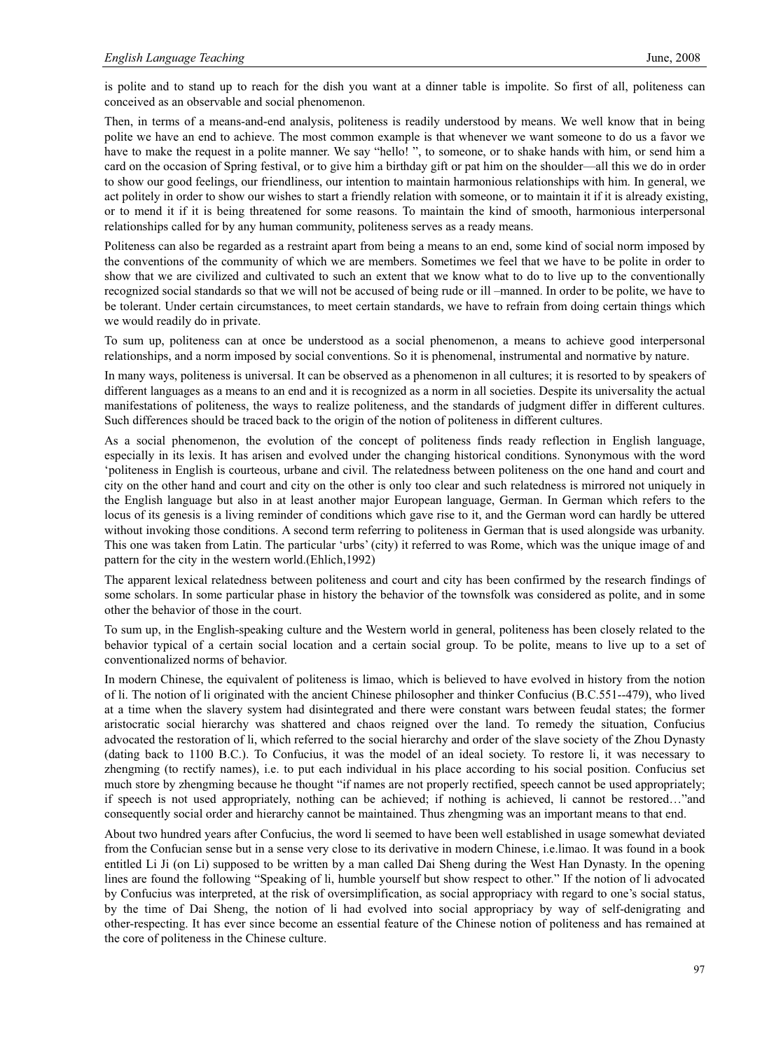is polite and to stand up to reach for the dish you want at a dinner table is impolite. So first of all, politeness can conceived as an observable and social phenomenon.

Then, in terms of a means-and-end analysis, politeness is readily understood by means. We well know that in being polite we have an end to achieve. The most common example is that whenever we want someone to do us a favor we have to make the request in a polite manner. We say "hello! ", to someone, or to shake hands with him, or send him a card on the occasion of Spring festival, or to give him a birthday gift or pat him on the shoulder—all this we do in order to show our good feelings, our friendliness, our intention to maintain harmonious relationships with him. In general, we act politely in order to show our wishes to start a friendly relation with someone, or to maintain it if it is already existing, or to mend it if it is being threatened for some reasons. To maintain the kind of smooth, harmonious interpersonal relationships called for by any human community, politeness serves as a ready means.

Politeness can also be regarded as a restraint apart from being a means to an end, some kind of social norm imposed by the conventions of the community of which we are members. Sometimes we feel that we have to be polite in order to show that we are civilized and cultivated to such an extent that we know what to do to live up to the conventionally recognized social standards so that we will not be accused of being rude or ill –manned. In order to be polite, we have to be tolerant. Under certain circumstances, to meet certain standards, we have to refrain from doing certain things which we would readily do in private.

To sum up, politeness can at once be understood as a social phenomenon, a means to achieve good interpersonal relationships, and a norm imposed by social conventions. So it is phenomenal, instrumental and normative by nature.

In many ways, politeness is universal. It can be observed as a phenomenon in all cultures; it is resorted to by speakers of different languages as a means to an end and it is recognized as a norm in all societies. Despite its universality the actual manifestations of politeness, the ways to realize politeness, and the standards of judgment differ in different cultures. Such differences should be traced back to the origin of the notion of politeness in different cultures.

As a social phenomenon, the evolution of the concept of politeness finds ready reflection in English language, especially in its lexis. It has arisen and evolved under the changing historical conditions. Synonymous with the word 'politeness in English is courteous, urbane and civil. The relatedness between politeness on the one hand and court and city on the other hand and court and city on the other is only too clear and such relatedness is mirrored not uniquely in the English language but also in at least another major European language, German. In German which refers to the locus of its genesis is a living reminder of conditions which gave rise to it, and the German word can hardly be uttered without invoking those conditions. A second term referring to politeness in German that is used alongside was urbanity. This one was taken from Latin. The particular 'urbs' (city) it referred to was Rome, which was the unique image of and pattern for the city in the western world.(Ehlich,1992)

The apparent lexical relatedness between politeness and court and city has been confirmed by the research findings of some scholars. In some particular phase in history the behavior of the townsfolk was considered as polite, and in some other the behavior of those in the court.

To sum up, in the English-speaking culture and the Western world in general, politeness has been closely related to the behavior typical of a certain social location and a certain social group. To be polite, means to live up to a set of conventionalized norms of behavior.

In modern Chinese, the equivalent of politeness is limao, which is believed to have evolved in history from the notion of li. The notion of li originated with the ancient Chinese philosopher and thinker Confucius (B.C.551--479), who lived at a time when the slavery system had disintegrated and there were constant wars between feudal states; the former aristocratic social hierarchy was shattered and chaos reigned over the land. To remedy the situation, Confucius advocated the restoration of li, which referred to the social hierarchy and order of the slave society of the Zhou Dynasty (dating back to 1100 B.C.). To Confucius, it was the model of an ideal society. To restore li, it was necessary to zhengming (to rectify names), i.e. to put each individual in his place according to his social position. Confucius set much store by zhengming because he thought "if names are not properly rectified, speech cannot be used appropriately; if speech is not used appropriately, nothing can be achieved; if nothing is achieved, li cannot be restored…"and consequently social order and hierarchy cannot be maintained. Thus zhengming was an important means to that end.

About two hundred years after Confucius, the word li seemed to have been well established in usage somewhat deviated from the Confucian sense but in a sense very close to its derivative in modern Chinese, i.e.limao. It was found in a book entitled Li Ji (on Li) supposed to be written by a man called Dai Sheng during the West Han Dynasty. In the opening lines are found the following "Speaking of li, humble yourself but show respect to other." If the notion of li advocated by Confucius was interpreted, at the risk of oversimplification, as social appropriacy with regard to one's social status, by the time of Dai Sheng, the notion of li had evolved into social appropriacy by way of self-denigrating and other-respecting. It has ever since become an essential feature of the Chinese notion of politeness and has remained at the core of politeness in the Chinese culture.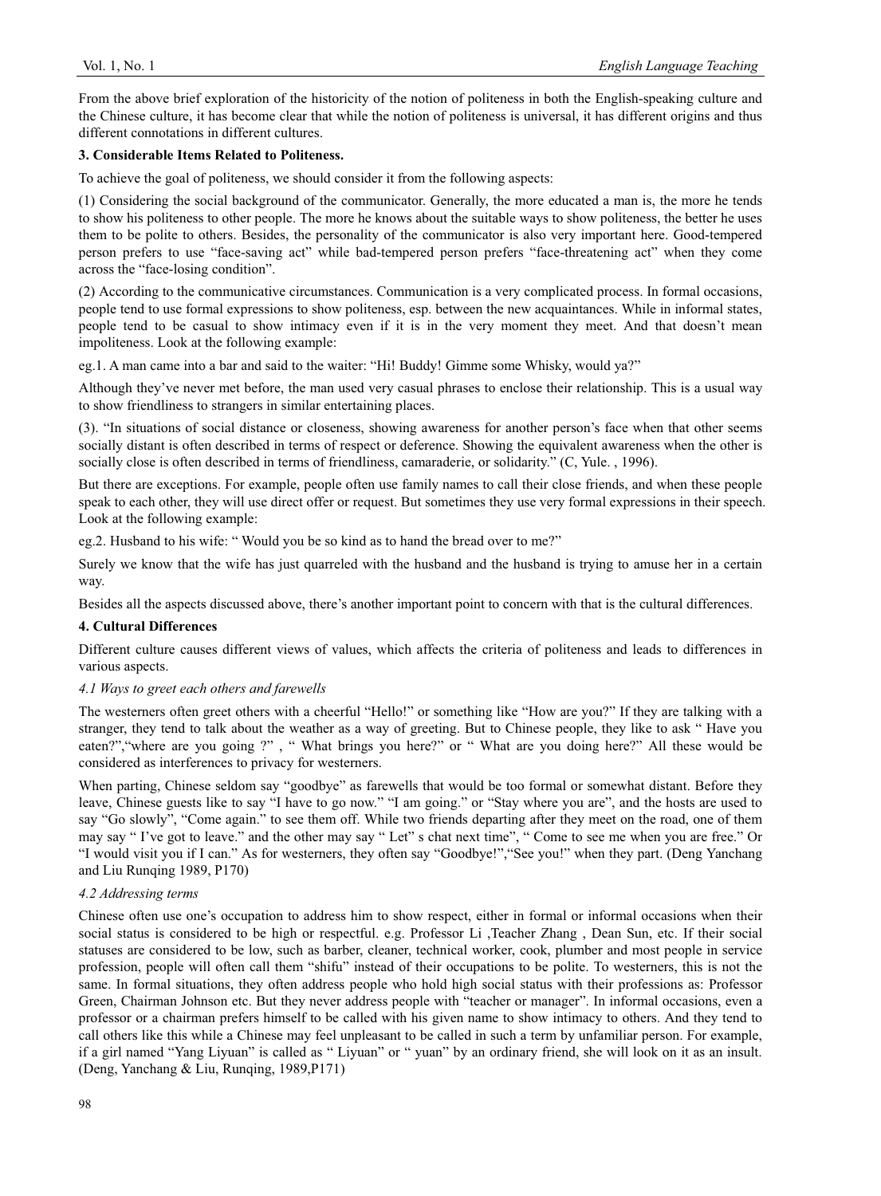From the above brief exploration of the historicity of the notion of politeness in both the English-speaking culture and the Chinese culture, it has become clear that while the notion of politeness is universal, it has different origins and thus different connotations in different cultures.

## 3. Considerable Items Related to Politeness.

To achieve the goal of politeness, we should consider it from the following aspects:

(1) Considering the social background of the communicator. Generally, the more educated a man is, the more he tends to show his politeness to other people. The more he knows about the suitable ways to show politeness, the better he uses them to be polite to others. Besides, the personality of the communicator is also very important here. Good-tempered person prefers to use "face-saving act" while bad-tempered person prefers "face-threatening act" when they come across the "face-losing condition".

(2) According to the communicative circumstances. Communication is a very complicated process. In formal occasions, people tend to use formal expressions to show politeness, esp. between the new acquaintances. While in informal states, people tend to be casual to show intimacy even if it is in the very moment they meet. And that doesn't mean impoliteness. Look at the following example:

eg.1. A man came into a bar and said to the waiter: "Hi! Buddy! Gimme some Whisky, would ya?"

Although they've never met before, the man used very casual phrases to enclose their relationship. This is a usual way to show friendliness to strangers in similar entertaining places.

(3). "In situations of social distance or closeness, showing awareness for another person's face when that other seems socially distant is often described in terms of respect or deference. Showing the equivalent awareness when the other is socially close is often described in terms of friendliness, camaraderie, or solidarity." (C, Yule. , 1996).

But there are exceptions. For example, people often use family names to call their close friends, and when these people speak to each other, they will use direct offer or request. But sometimes they use very formal expressions in their speech. Look at the following example:

eg.2. Husband to his wife: " Would you be so kind as to hand the bread over to me?"

Surely we know that the wife has just quarreled with the husband and the husband is trying to amuse her in a certain way.

Besides all the aspects discussed above, there's another important point to concern with that is the cultural differences.

## 4. Cultural Differences

Different culture causes different views of values, which affects the criteria of politeness and leads to differences in various aspects.

### *4.1 Ways to greet each others and farewells*

The westerners often greet others with a cheerful "Hello!" or something like "How are you?" If they are talking with a stranger, they tend to talk about the weather as a way of greeting. But to Chinese people, they like to ask " Have you eaten?","where are you going ?" , " What brings you here?" or " What are you doing here?" All these would be considered as interferences to privacy for westerners.

When parting, Chinese seldom say "goodbye" as farewells that would be too formal or somewhat distant. Before they leave, Chinese guests like to say "I have to go now." "I am going." or "Stay where you are", and the hosts are used to say "Go slowly", "Come again." to see them off. While two friends departing after they meet on the road, one of them may say " I've got to leave." and the other may say " Let" s chat next time", " Come to see me when you are free." Or "I would visit you if I can." As for westerners, they often say "Goodbye!","See you!" when they part. (Deng Yanchang and Liu Runqing 1989, P170)

### *4.2 Addressing terms*

Chinese often use one's occupation to address him to show respect, either in formal or informal occasions when their social status is considered to be high or respectful. e.g. Professor Li ,Teacher Zhang , Dean Sun, etc. If their social statuses are considered to be low, such as barber, cleaner, technical worker, cook, plumber and most people in service profession, people will often call them "shifu" instead of their occupations to be polite. To westerners, this is not the same. In formal situations, they often address people who hold high social status with their professions as: Professor Green, Chairman Johnson etc. But they never address people with "teacher or manager". In informal occasions, even a professor or a chairman prefers himself to be called with his given name to show intimacy to others. And they tend to call others like this while a Chinese may feel unpleasant to be called in such a term by unfamiliar person. For example, if a girl named "Yang Liyuan" is called as " Liyuan" or " yuan" by an ordinary friend, she will look on it as an insult. (Deng, Yanchang & Liu, Runqing, 1989,P171)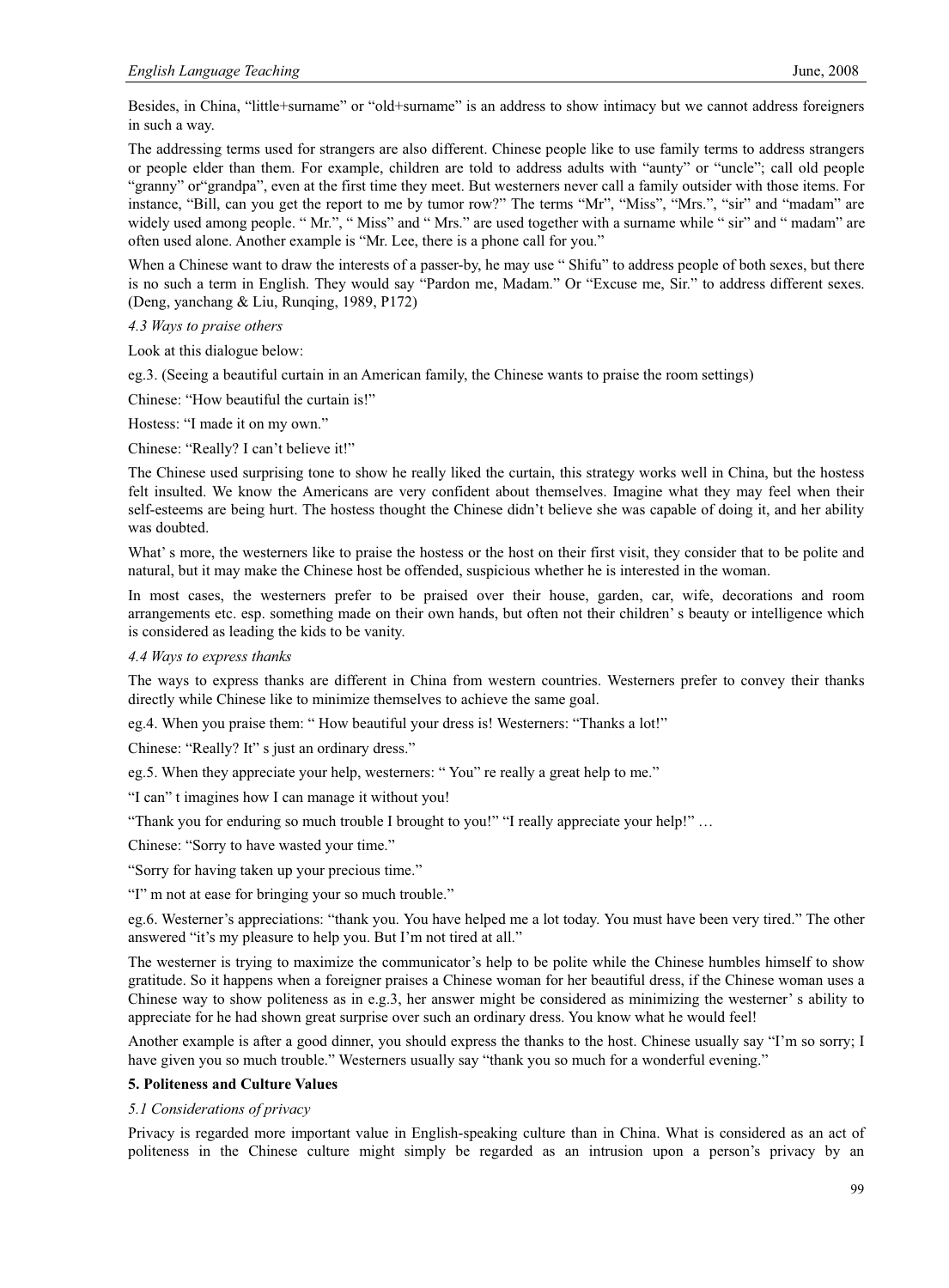Besides, in China, “little+surname” or “old+surname” is an address to show intimacy but we cannot address foreigners in such a way.

The addressing terms used for strangers are also different. Chinese people like to use family terms to address strangers or people elder than them. For example, children are told to address adults with “aunty” or “uncle”; call old people “granny” or“grandpa”, even at the first time they meet. But westerners never call a family outsider with those items. For instance, “Bill, can you get the report to me by tumor row?” The terms “Mr”, “Miss”, “Mrs.”, “sir” and “madam” are widely used among people. “ Mr.”, “ Miss” and “ Mrs.” are used together with a surname while “ sir” and “ madam” are often used alone. Another example is “Mr. Lee, there is a phone call for you.”

When a Chinese want to draw the interests of a passer-by, he may use “ Shifu” to address people of both sexes, but there is no such a term in English. They would say “Pardon me, Madam.” Or “Excuse me, Sir.” to address different sexes. (Deng, yanchang & Liu, Runqing, 1989, P172)

*4.3 Ways to praise others*

Look at this dialogue below:

eg.3. (Seeing a beautiful curtain in an American family, the Chinese wants to praise the room settings)

Chinese: “How beautiful the curtain is!”

Hostess: “I made it on my own.”

Chinese: “Really? I can’t believe it!”

The Chinese used surprising tone to show he really liked the curtain, this strategy works well in China, but the hostess felt insulted. We know the Americans are very confident about themselves. Imagine what they may feel when their self-esteems are being hurt. The hostess thought the Chinese didn’t believe she was capable of doing it, and her ability was doubted.

What’ s more, the westerners like to praise the hostess or the host on their first visit, they consider that to be polite and natural, but it may make the Chinese host be offended, suspicious whether he is interested in the woman.

In most cases, the westerners prefer to be praised over their house, garden, car, wife, decorations and room arrangements etc. esp. something made on their own hands, but often not their children’ s beauty or intelligence which is considered as leading the kids to be vanity.

*4.4 Ways to express thanks*

The ways to express thanks are different in China from western countries. Westerners prefer to convey their thanks directly while Chinese like to minimize themselves to achieve the same goal.

eg.4. When you praise them: “ How beautiful your dress is! Westerners: “Thanks a lot!”

Chinese: “Really? It” s just an ordinary dress.”

eg.5. When they appreciate your help, westerners: “ You” re really a great help to me.”

“I can” t imagines how I can manage it without you!

“Thank you for enduring so much trouble I brought to you!” “I really appreciate your help!” …

Chinese: “Sorry to have wasted your time.”

“Sorry for having taken up your precious time.”

“I” m not at ease for bringing your so much trouble.”

eg.6. Westerner’s appreciations: “thank you. You have helped me a lot today. You must have been very tired.” The other answered “it’s my pleasure to help you. But I’m not tired at all.”

The westerner is trying to maximize the communicator’s help to be polite while the Chinese humbles himself to show gratitude. So it happens when a foreigner praises a Chinese woman for her beautiful dress, if the Chinese woman uses a Chinese way to show politeness as in e.g.3, her answer might be considered as minimizing the westerner’ s ability to appreciate for he had shown great surprise over such an ordinary dress. You know what he would feel!

Another example is after a good dinner, you should express the thanks to the host. Chinese usually say “I’m so sorry; I have given you so much trouble.” Westerners usually say “thank you so much for a wonderful evening.”

**5. Politeness and Culture Values**

*5.1 Considerations of privacy*

Privacy is regarded more important value in English-speaking culture than in China. What is considered as an act of politeness in the Chinese culture might simply be regarded as an intrusion upon a person’s privacy by an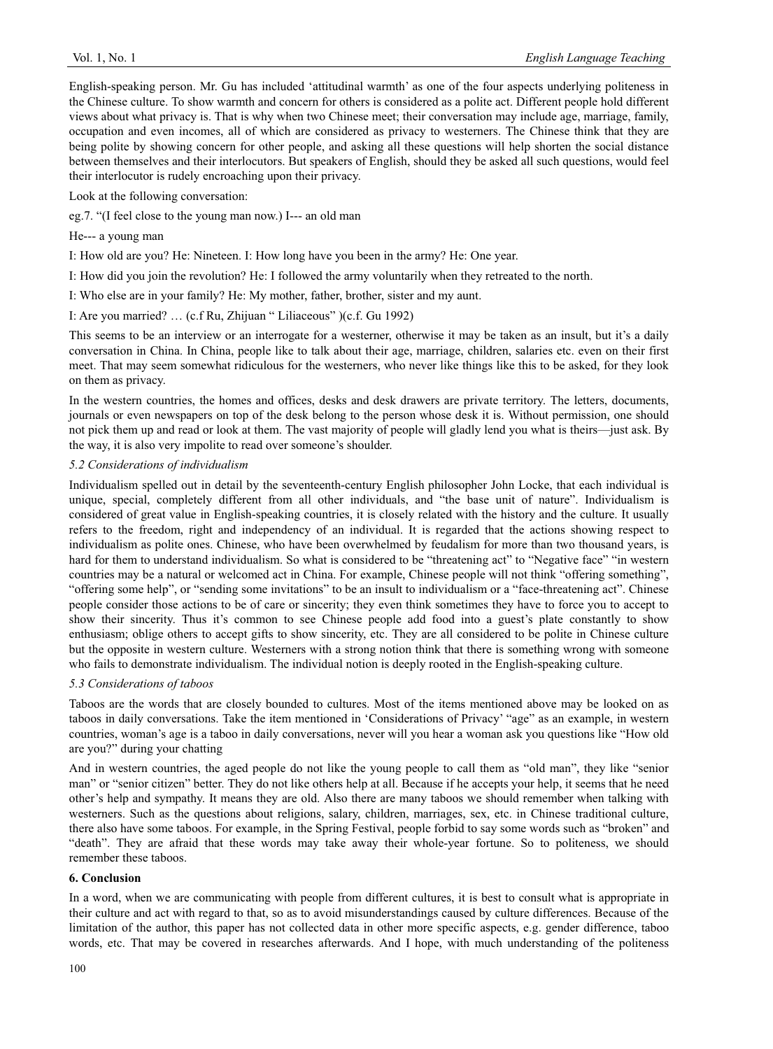English-speaking person. Mr. Gu has included 'attitudinal warmth' as one of the four aspects underlying politeness in the Chinese culture. To show warmth and concern for others is considered as a polite act. Different people hold different views about what privacy is. That is why when two Chinese meet; their conversation may include age, marriage, family, occupation and even incomes, all of which are considered as privacy to westerners. The Chinese think that they are being polite by showing concern for other people, and asking all these questions will help shorten the social distance between themselves and their interlocutors. But speakers of English, should they be asked all such questions, would feel their interlocutor is rudely encroaching upon their privacy.

Look at the following conversation:

eg.7. "(I feel close to the young man now.) I--- an old man

He--- a young man

I: How old are you? He: Nineteen. I: How long have you been in the army? He: One year.

I: How did you join the revolution? He: I followed the army voluntarily when they retreated to the north.

I: Who else are in your family? He: My mother, father, brother, sister and my aunt.

I: Are you married? … (c.f Ru, Zhijuan " Liliaceous" )(c.f. Gu 1992)

This seems to be an interview or an interrogate for a westerner, otherwise it may be taken as an insult, but it's a daily conversation in China. In China, people like to talk about their age, marriage, children, salaries etc. even on their first meet. That may seem somewhat ridiculous for the westerners, who never like things like this to be asked, for they look on them as privacy.

In the western countries, the homes and offices, desks and desk drawers are private territory. The letters, documents, journals or even newspapers on top of the desk belong to the person whose desk it is. Without permission, one should not pick them up and read or look at them. The vast majority of people will gladly lend you what is theirs—just ask. By the way, it is also very impolite to read over someone's shoulder.

### *5.2 Considerations of individualism*

Individualism spelled out in detail by the seventeenth-century English philosopher John Locke, that each individual is unique, special, completely different from all other individuals, and "the base unit of nature". Individualism is considered of great value in English-speaking countries, it is closely related with the history and the culture. It usually refers to the freedom, right and independency of an individual. It is regarded that the actions showing respect to individualism as polite ones. Chinese, who have been overwhelmed by feudalism for more than two thousand years, is hard for them to understand individualism. So what is considered to be "threatening act" to "Negative face" "in western countries may be a natural or welcomed act in China. For example, Chinese people will not think "offering something", "offering some help", or "sending some invitations" to be an insult to individualism or a "face-threatening act". Chinese people consider those actions to be of care or sincerity; they even think sometimes they have to force you to accept to show their sincerity. Thus it's common to see Chinese people add food into a guest's plate constantly to show enthusiasm; oblige others to accept gifts to show sincerity, etc. They are all considered to be polite in Chinese culture but the opposite in western culture. Westerners with a strong notion think that there is something wrong with someone who fails to demonstrate individualism. The individual notion is deeply rooted in the English-speaking culture.

### *5.3 Considerations of taboos*

Taboos are the words that are closely bounded to cultures. Most of the items mentioned above may be looked on as taboos in daily conversations. Take the item mentioned in 'Considerations of Privacy' "age" as an example, in western countries, woman's age is a taboo in daily conversations, never will you hear a woman ask you questions like "How old are you?" during your chatting

And in western countries, the aged people do not like the young people to call them as "old man", they like "senior man" or "senior citizen" better. They do not like others help at all. Because if he accepts your help, it seems that he need other's help and sympathy. It means they are old. Also there are many taboos we should remember when talking with westerners. Such as the questions about religions, salary, children, marriages, sex, etc. in Chinese traditional culture, there also have some taboos. For example, in the Spring Festival, people forbid to say some words such as "broken" and "death". They are afraid that these words may take away their whole-year fortune. So to politeness, we should remember these taboos.

## **6. Conclusion**

In a word, when we are communicating with people from different cultures, it is best to consult what is appropriate in their culture and act with regard to that, so as to avoid misunderstandings caused by culture differences. Because of the limitation of the author, this paper has not collected data in other more specific aspects, e.g. gender difference, taboo words, etc. That may be covered in researches afterwards. And I hope, with much understanding of the politeness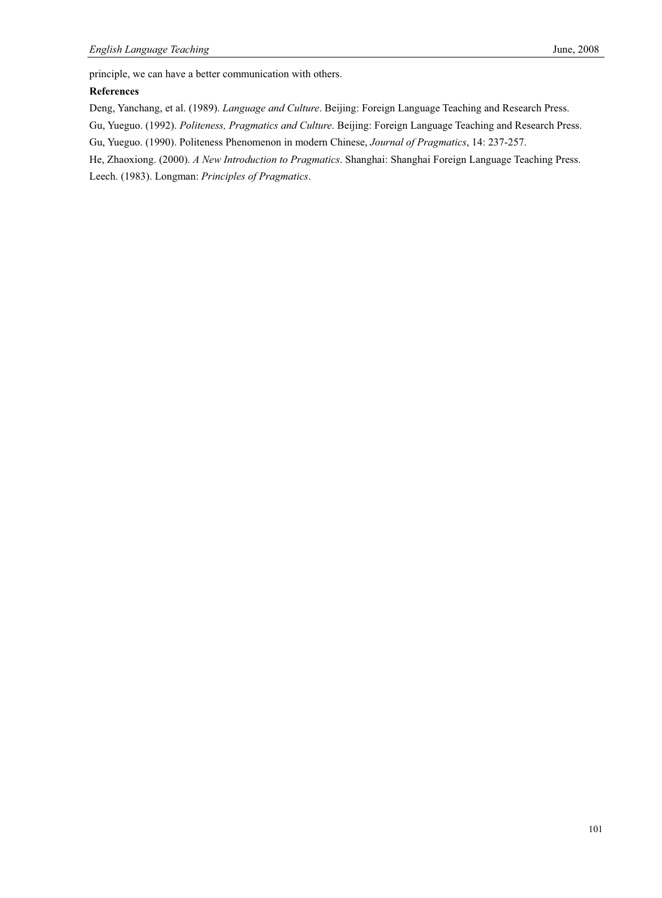principle, we can have a better communication with others.

**References**

Deng, Yanchang, et al. (1989). *Language and Culture*. Beijing: Foreign Language Teaching and Research Press.

Gu, Yueguo. (1992). *Politeness, Pragmatics and Culture*. Beijing: Foreign Language Teaching and Research Press.

Gu, Yueguo. (1990). Politeness Phenomenon in modern Chinese, *Journal of Pragmatics*, 14: 237-257.

He, Zhaoxiong. (2000). *A New Introduction to Pragmatics*. Shanghai: Shanghai Foreign Language Teaching Press.

Leech. (1983). Longman: *Principles of Pragmatics*.